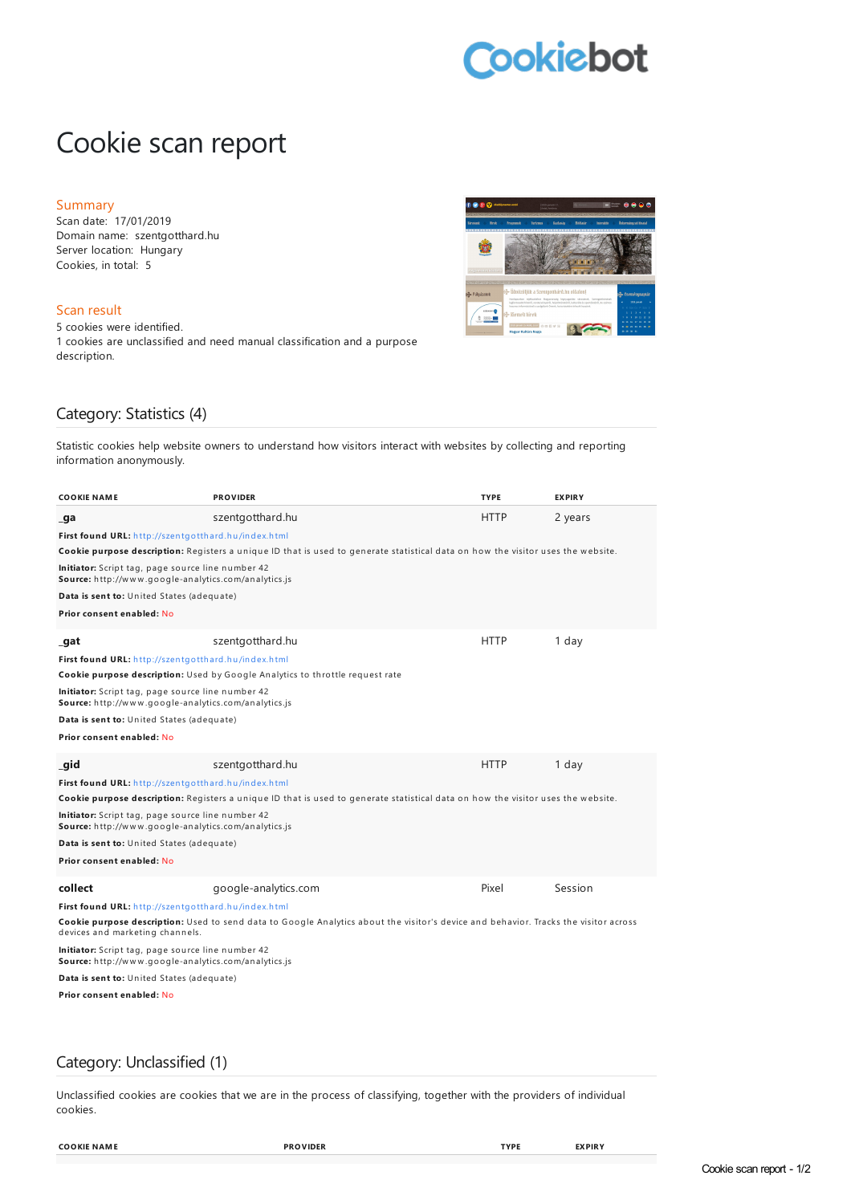Cookiebot

# Cookie scan report

## Summary

Scan date: 17/01/2019
Domain name: szentgotthard.hu
Server location: Hungary
Cookies, in total: 5

## Scan result

5 cookies were identified.
1 cookies are unclassified and need manual classification and a purpose description.

## Category: Statistics (4)

Statistic cookies help website owners to understand how visitors interact with websites by collecting and reporting information anonymously.

| COOKIE NAME | PROVIDER | TYPE | EXPIRY |
|---|---|---|---|
| **_ga** | szentgotthard.hu | HTTP | 2 years |

**First found URL:** http://szentgotthard.hu/index.html
**Cookie purpose description:** Registers a unique ID that is used to generate statistical data on how the visitor uses the website.
**Initiator:** Script tag, page source line number 42
**Source:** http://www.google-analytics.com/analytics.js
**Data is sent to:** United States (adequate)
**Prior consent enabled:** No

| COOKIE NAME | PROVIDER | TYPE | EXPIRY |
|---|---|---|---|
| **_gat** | szentgotthard.hu | HTTP | 1 day |

**First found URL:** http://szentgotthard.hu/index.html
**Cookie purpose description:** Used by Google Analytics to throttle request rate
**Initiator:** Script tag, page source line number 42
**Source:** http://www.google-analytics.com/analytics.js
**Data is sent to:** United States (adequate)
**Prior consent enabled:** No

| COOKIE NAME | PROVIDER | TYPE | EXPIRY |
|---|---|---|---|
| **_gid** | szentgotthard.hu | HTTP | 1 day |

**First found URL:** http://szentgotthard.hu/index.html
**Cookie purpose description:** Registers a unique ID that is used to generate statistical data on how the visitor uses the website.
**Initiator:** Script tag, page source line number 42
**Source:** http://www.google-analytics.com/analytics.js
**Data is sent to:** United States (adequate)
**Prior consent enabled:** No

| COOKIE NAME | PROVIDER | TYPE | EXPIRY |
|---|---|---|---|
| **collect** | google-analytics.com | Pixel | Session |

**First found URL:** http://szentgotthard.hu/index.html
**Cookie purpose description:** Used to send data to Google Analytics about the visitor's device and behavior. Tracks the visitor across devices and marketing channels.
**Initiator:** Script tag, page source line number 42
**Source:** http://www.google-analytics.com/analytics.js
**Data is sent to:** United States (adequate)
**Prior consent enabled:** No

## Category: Unclassified (1)

Unclassified cookies are cookies that we are in the process of classifying, together with the providers of individual cookies.

| COOKIE NAME | PROVIDER | TYPE | EXPIRY |
|---|---|---|---|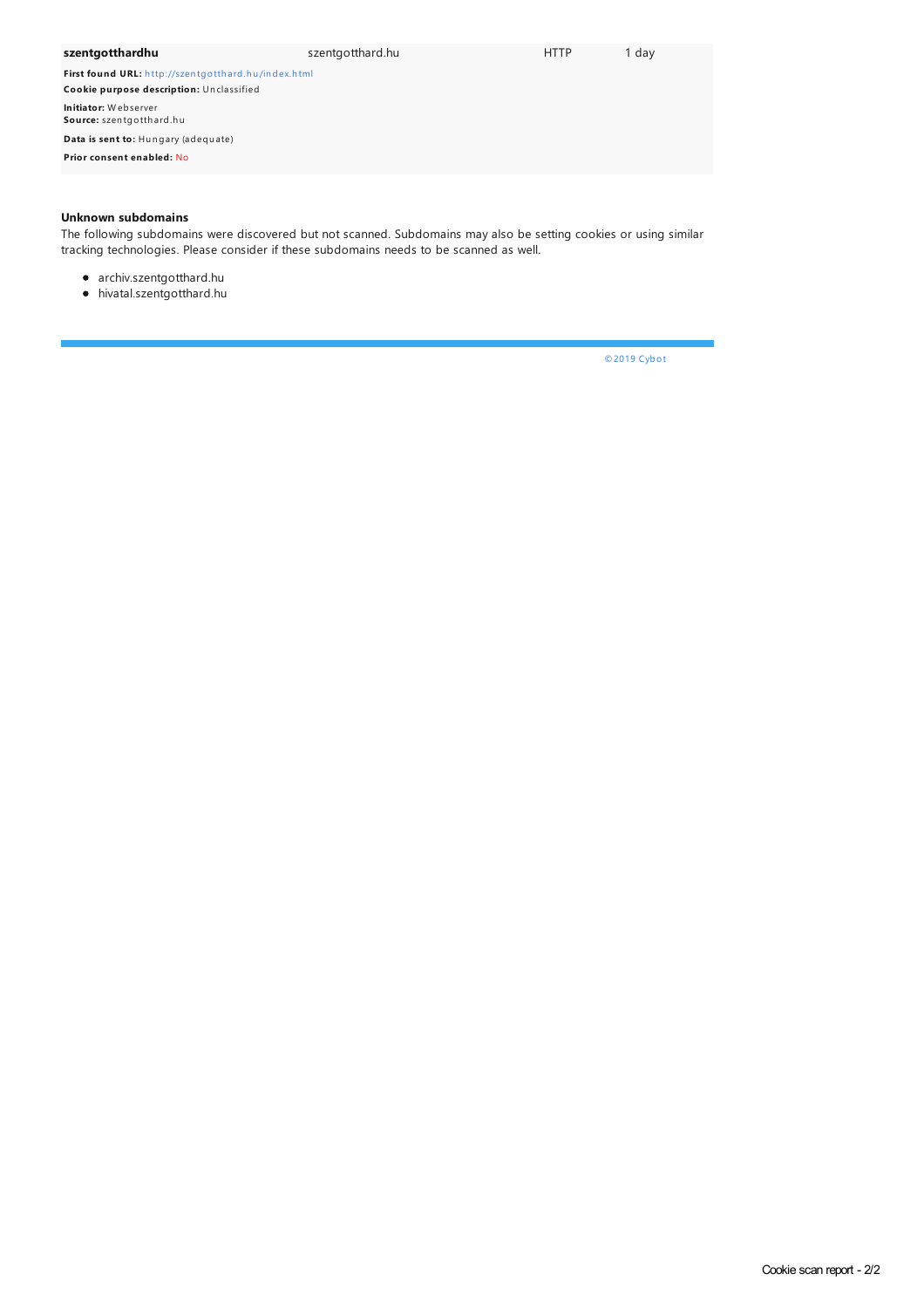| | | | |
|---|---|---|---|
| **szentgotthardhu** | szentgotthard.hu | HTTP | 1 day |

**First found URL:** http://szentgotthard.hu/index.html

**Cookie purpose description:** Unclassified

**Initiator:** Webserver
**Source:** szentgotthard.hu

**Data is sent to:** Hungary (adequate)

**Prior consent enabled:** No

**Unknown subdomains**

The following subdomains were discovered but not scanned. Subdomains may also be setting cookies or using similar tracking technologies. Please consider if these subdomains needs to be scanned as well.

- archiv.szentgotthard.hu
- hivatal.szentgotthard.hu

©2019 Cybot